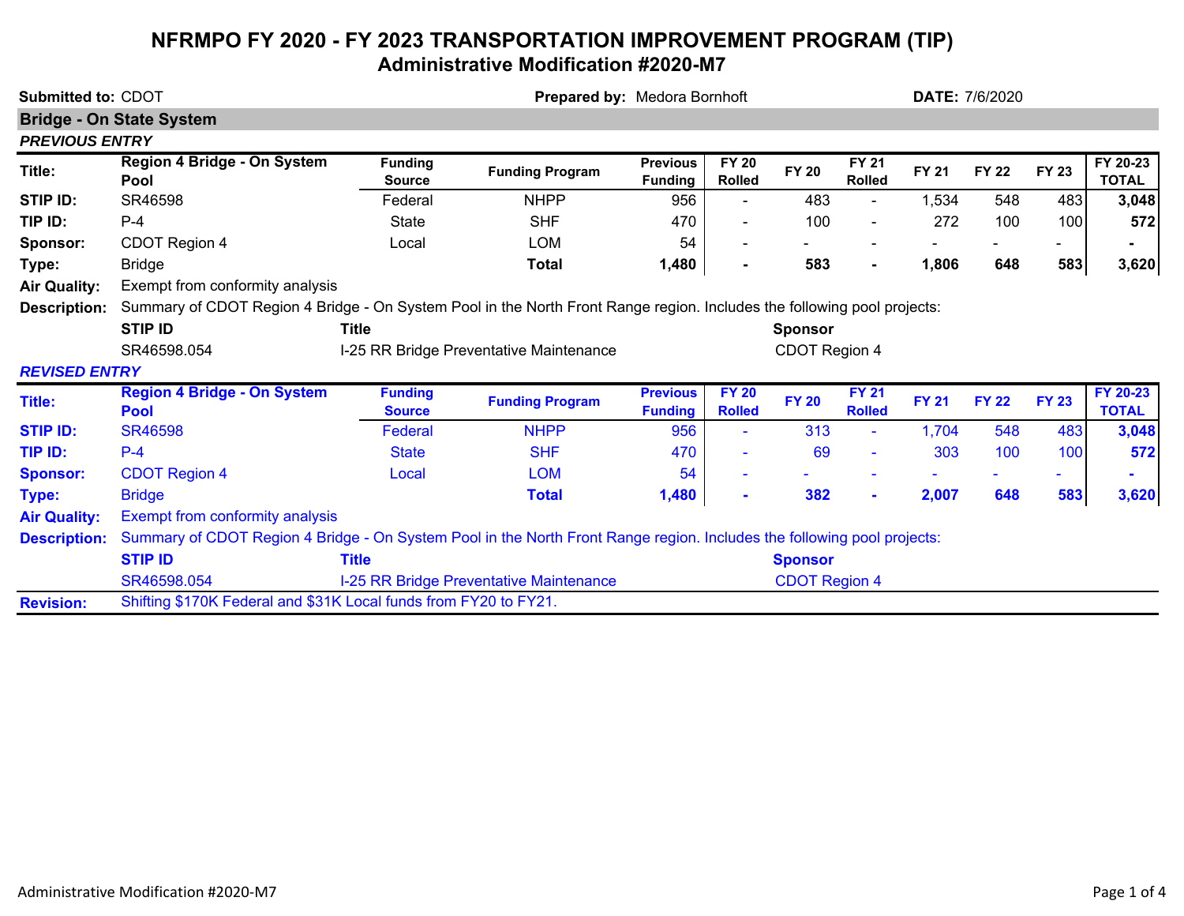# NFRMPO FY 2020 - FY 2023 TRANSPORTATION IMPROVEMENT PROGRAM (TIP)
## Administrative Modification #2020-M7

**Submitted to:** CDOT **Prepared by:** Medora Bornhoft **DATE:** 7/6/2020

### Bridge - On State System

*PREVIOUS ENTRY*

| Title: | Region 4 Bridge - On System Pool | Funding Source | Funding Program | Previous Funding | FY 20 Rolled | FY 20 | FY 21 Rolled | FY 21 | FY 22 | FY 23 | FY 20-23 TOTAL |
|---|---|---|---|---|---|---|---|---|---|---|---|
| STIP ID: | SR46598 | Federal | NHPP | 956 | - | 483 | - | 1,534 | 548 | 483 | **3,048** |
| TIP ID: | P-4 | State | SHF | 470 | - | 100 | - | 272 | 100 | 100 | **572** |
| Sponsor: | CDOT Region 4 | Local | LOM | 54 | - | - | - | - | - | - | **-** |
| Type: | Bridge | | **Total** | **1,480** | **-** | **583** | **-** | **1,806** | **648** | **583** | **3,620** |

**Air Quality:** Exempt from conformity analysis

**Description:** Summary of CDOT Region 4 Bridge - On System Pool in the North Front Range region. Includes the following pool projects:

| STIP ID | Title | Sponsor |
|---|---|---|
| SR46598.054 | I-25 RR Bridge Preventative Maintenance | CDOT Region 4 |

*REVISED ENTRY*

| Title: | Region 4 Bridge - On System Pool | Funding Source | Funding Program | Previous Funding | FY 20 Rolled | FY 20 | FY 21 Rolled | FY 21 | FY 22 | FY 23 | FY 20-23 TOTAL |
|---|---|---|---|---|---|---|---|---|---|---|---|
| STIP ID: | SR46598 | Federal | NHPP | 956 | - | 313 | - | 1,704 | 548 | 483 | **3,048** |
| TIP ID: | P-4 | State | SHF | 470 | - | 69 | - | 303 | 100 | 100 | **572** |
| Sponsor: | CDOT Region 4 | Local | LOM | 54 | - | - | - | - | - | - | **-** |
| Type: | Bridge | | **Total** | **1,480** | **-** | **382** | **-** | **2,007** | **648** | **583** | **3,620** |

**Air Quality:** Exempt from conformity analysis

**Description:** Summary of CDOT Region 4 Bridge - On System Pool in the North Front Range region. Includes the following pool projects:

| STIP ID | Title | Sponsor |
|---|---|---|
| SR46598.054 | I-25 RR Bridge Preventative Maintenance | CDOT Region 4 |

**Revision:** Shifting $170K Federal and $31K Local funds from FY20 to FY21.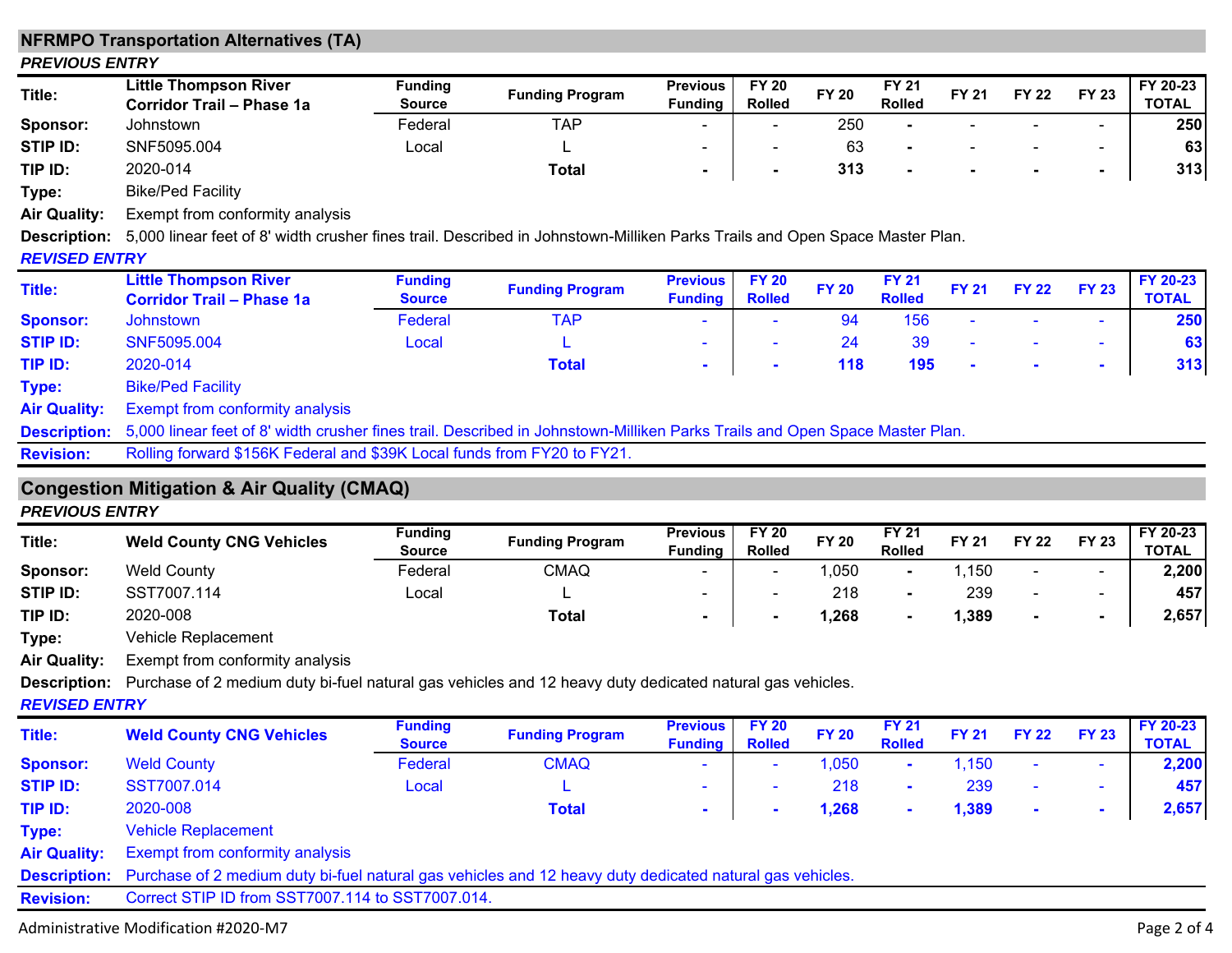## NFRMPO Transportation Alternatives (TA)

***PREVIOUS ENTRY***

| **Title:** | **Little Thompson River Corridor Trail – Phase 1a** | **Funding Source** | **Funding Program** | **Previous Funding** | **FY 20 Rolled** | **FY 20** | **FY 21 Rolled** | **FY 21** | **FY 22** | **FY 23** | **FY 20-23 TOTAL** |
|---|---|---|---|---|---|---|---|---|---|---|---|
| **Sponsor:** | Johnstown | Federal | TAP | - | - | 250 | - | - | - | - | **250** |
| **STIP ID:** | SNF5095.004 | Local | L | - | - | 63 | - | - | - | - | **63** |
| **TIP ID:** | 2020-014 | | **Total** | **-** | **-** | **313** | **-** | **-** | **-** | **-** | **313** |
| **Type:** | Bike/Ped Facility | | | | | | | | | | |
| **Air Quality:** | Exempt from conformity analysis | | | | | | | | | | |
| **Description:** | 5,000 linear feet of 8' width crusher fines trail. Described in Johnstown-Milliken Parks Trails and Open Space Master Plan. | | | | | | | | | | |

***REVISED ENTRY***

| **Title:** | **Little Thompson River Corridor Trail – Phase 1a** | **Funding Source** | **Funding Program** | **Previous Funding** | **FY 20 Rolled** | **FY 20** | **FY 21 Rolled** | **FY 21** | **FY 22** | **FY 23** | **FY 20-23 TOTAL** |
|---|---|---|---|---|---|---|---|---|---|---|---|
| **Sponsor:** | Johnstown | Federal | TAP | - | - | 94 | 156 | - | - | - | **250** |
| **STIP ID:** | SNF5095.004 | Local | L | - | - | 24 | 39 | - | - | - | **63** |
| **TIP ID:** | 2020-014 | | **Total** | **-** | **-** | **118** | **195** | **-** | **-** | **-** | **313** |
| **Type:** | Bike/Ped Facility | | | | | | | | | | |
| **Air Quality:** | Exempt from conformity analysis | | | | | | | | | | |
| **Description:** | 5,000 linear feet of 8' width crusher fines trail. Described in Johnstown-Milliken Parks Trails and Open Space Master Plan. | | | | | | | | | | |
| **Revision:** | Rolling forward $156K Federal and $39K Local funds from FY20 to FY21. | | | | | | | | | | |

## Congestion Mitigation & Air Quality (CMAQ)

***PREVIOUS ENTRY***

| **Title:** | **Weld County CNG Vehicles** | **Funding Source** | **Funding Program** | **Previous Funding** | **FY 20 Rolled** | **FY 20** | **FY 21 Rolled** | **FY 21** | **FY 22** | **FY 23** | **FY 20-23 TOTAL** |
|---|---|---|---|---|---|---|---|---|---|---|---|
| **Sponsor:** | Weld County | Federal | CMAQ | - | - | 1,050 | - | 1,150 | - | - | **2,200** |
| **STIP ID:** | SST7007.114 | Local | L | - | - | 218 | - | 239 | - | - | **457** |
| **TIP ID:** | 2020-008 | | **Total** | **-** | **-** | **1,268** | **-** | **1,389** | **-** | **-** | **2,657** |
| **Type:** | Vehicle Replacement | | | | | | | | | | |
| **Air Quality:** | Exempt from conformity analysis | | | | | | | | | | |
| **Description:** | Purchase of 2 medium duty bi-fuel natural gas vehicles and 12 heavy duty dedicated natural gas vehicles. | | | | | | | | | | |

***REVISED ENTRY***

| **Title:** | **Weld County CNG Vehicles** | **Funding Source** | **Funding Program** | **Previous Funding** | **FY 20 Rolled** | **FY 20** | **FY 21 Rolled** | **FY 21** | **FY 22** | **FY 23** | **FY 20-23 TOTAL** |
|---|---|---|---|---|---|---|---|---|---|---|---|
| **Sponsor:** | Weld County | Federal | CMAQ | - | - | 1,050 | - | 1,150 | - | - | **2,200** |
| **STIP ID:** | SST7007.014 | Local | L | - | - | 218 | - | 239 | - | - | **457** |
| **TIP ID:** | 2020-008 | | **Total** | **-** | **-** | **1,268** | **-** | **1,389** | **-** | **-** | **2,657** |
| **Type:** | Vehicle Replacement | | | | | | | | | | |
| **Air Quality:** | Exempt from conformity analysis | | | | | | | | | | |
| **Description:** | Purchase of 2 medium duty bi-fuel natural gas vehicles and 12 heavy duty dedicated natural gas vehicles. | | | | | | | | | | |
| **Revision:** | Correct STIP ID from SST7007.114 to SST7007.014. | | | | | | | | | | |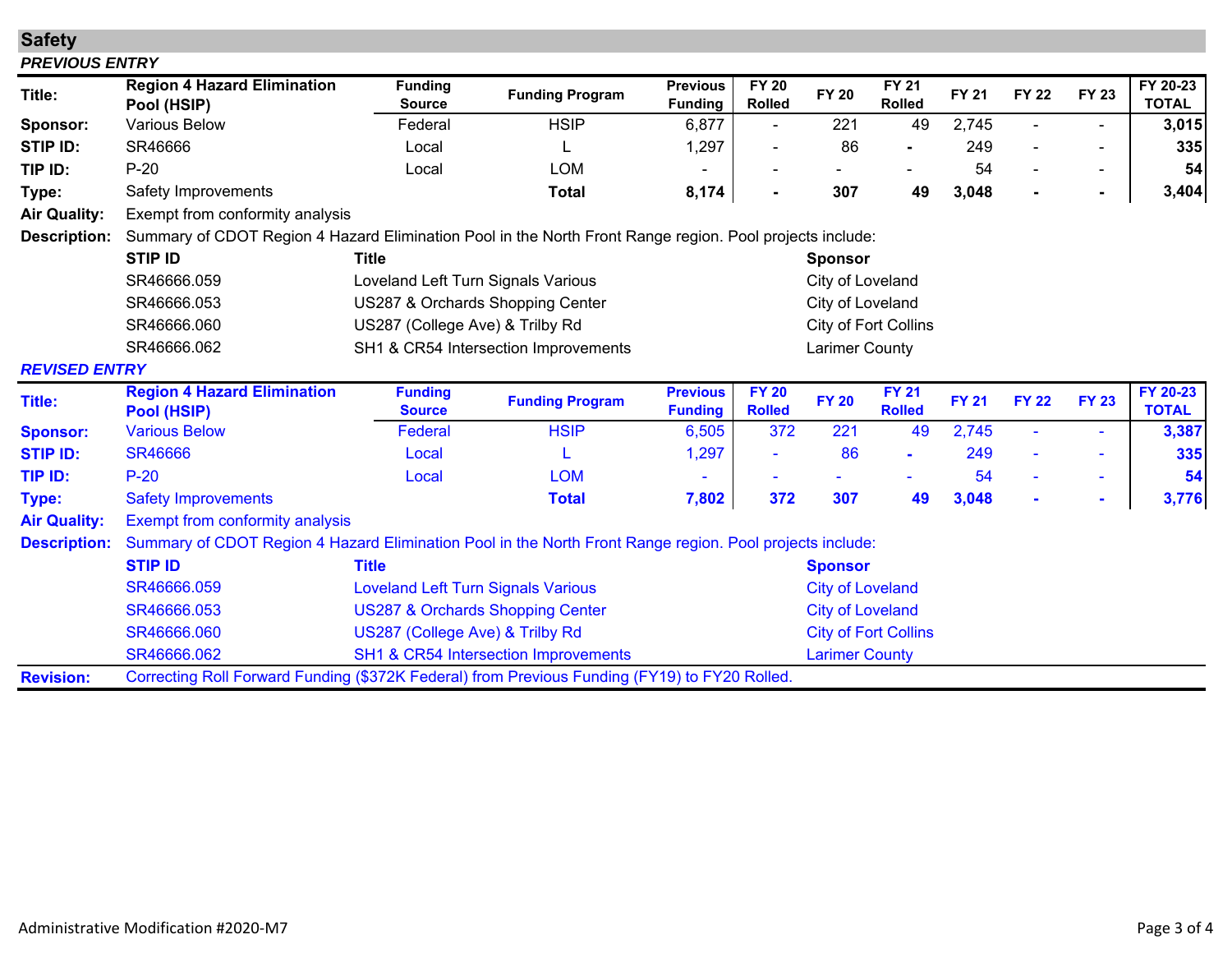## Safety

***PREVIOUS ENTRY***

| Title: | Region 4 Hazard Elimination Pool (HSIP) | Funding Source | Funding Program | Previous Funding | FY 20 Rolled | FY 20 | FY 21 Rolled | FY 21 | FY 22 | FY 23 | FY 20-23 TOTAL |
|---|---|---|---|---|---|---|---|---|---|---|---|
| **Sponsor:** | Various Below | Federal | HSIP | 6,877 | - | 221 | 49 | 2,745 | - | - | **3,015** |
| **STIP ID:** | SR46666 | Local | L | 1,297 | - | 86 | - | 249 | - | - | **335** |
| **TIP ID:** | P-20 | Local | LOM | - | - | - | - | 54 | - | - | **54** |
| **Type:** | Safety Improvements | | **Total** | **8,174** | **-** | **307** | **49** | **3,048** | **-** | **-** | **3,404** |

**Air Quality:** Exempt from conformity analysis

**Description:** Summary of CDOT Region 4 Hazard Elimination Pool in the North Front Range region. Pool projects include:

| STIP ID | Title | Sponsor |
|---|---|---|
| SR46666.059 | Loveland Left Turn Signals Various | City of Loveland |
| SR46666.053 | US287 & Orchards Shopping Center | City of Loveland |
| SR46666.060 | US287 (College Ave) & Trilby Rd | City of Fort Collins |
| SR46666.062 | SH1 & CR54 Intersection Improvements | Larimer County |

***REVISED ENTRY***

| Title: | Region 4 Hazard Elimination Pool (HSIP) | Funding Source | Funding Program | Previous Funding | FY 20 Rolled | FY 20 | FY 21 Rolled | FY 21 | FY 22 | FY 23 | FY 20-23 TOTAL |
|---|---|---|---|---|---|---|---|---|---|---|---|
| **Sponsor:** | Various Below | Federal | HSIP | 6,505 | 372 | 221 | 49 | 2,745 | - | - | **3,387** |
| **STIP ID:** | SR46666 | Local | L | 1,297 | - | 86 | - | 249 | - | - | **335** |
| **TIP ID:** | P-20 | Local | LOM | - | - | - | - | 54 | - | - | **54** |
| **Type:** | Safety Improvements | | **Total** | **7,802** | **372** | **307** | **49** | **3,048** | **-** | **-** | **3,776** |

**Air Quality:** Exempt from conformity analysis

**Description:** Summary of CDOT Region 4 Hazard Elimination Pool in the North Front Range region. Pool projects include:

| STIP ID | Title | Sponsor |
|---|---|---|
| SR46666.059 | Loveland Left Turn Signals Various | City of Loveland |
| SR46666.053 | US287 & Orchards Shopping Center | City of Loveland |
| SR46666.060 | US287 (College Ave) & Trilby Rd | City of Fort Collins |
| SR46666.062 | SH1 & CR54 Intersection Improvements | Larimer County |

**Revision:** Correcting Roll Forward Funding ($372K Federal) from Previous Funding (FY19) to FY20 Rolled.

Administrative Modification #2020-M7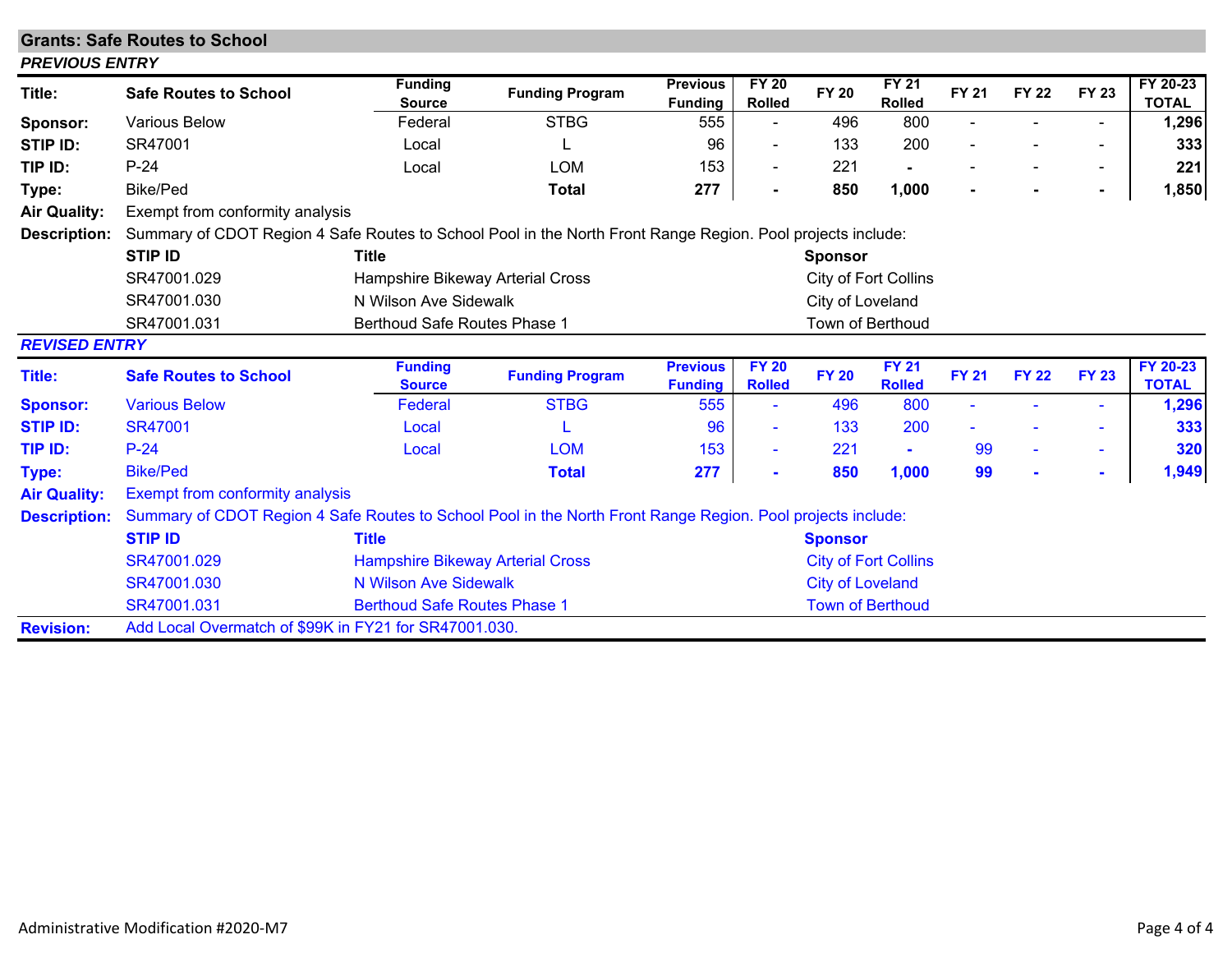## Grants: Safe Routes to School

***PREVIOUS ENTRY***

| | | Funding Source | Funding Program | Previous Funding | FY 20 Rolled | FY 20 | FY 21 Rolled | FY 21 | FY 22 | FY 23 | FY 20-23 TOTAL |
|---|---|---|---|---|---|---|---|---|---|---|---|
| **Title:** | **Safe Routes to School** | | | | | | | | | | |
| **Sponsor:** | Various Below | Federal | STBG | 555 | - | 496 | 800 | - | - | - | **1,296** |
| **STIP ID:** | SR47001 | Local | L | 96 | - | 133 | 200 | - | - | - | **333** |
| **TIP ID:** | P-24 | Local | LOM | 153 | - | 221 | - | - | - | - | **221** |
| **Type:** | Bike/Ped | | **Total** | **277** | **-** | **850** | **1,000** | **-** | **-** | **-** | **1,850** |

**Air Quality:** Exempt from conformity analysis

**Description:** Summary of CDOT Region 4 Safe Routes to School Pool in the North Front Range Region. Pool projects include:

| STIP ID | Title | Sponsor |
|---|---|---|
| SR47001.029 | Hampshire Bikeway Arterial Cross | City of Fort Collins |
| SR47001.030 | N Wilson Ave Sidewalk | City of Loveland |
| SR47001.031 | Berthoud Safe Routes Phase 1 | Town of Berthoud |

***REVISED ENTRY***

| | | Funding Source | Funding Program | Previous Funding | FY 20 Rolled | FY 20 | FY 21 Rolled | FY 21 | FY 22 | FY 23 | FY 20-23 TOTAL |
|---|---|---|---|---|---|---|---|---|---|---|---|
| **Title:** | **Safe Routes to School** | | | | | | | | | | |
| **Sponsor:** | Various Below | Federal | STBG | 555 | - | 496 | 800 | - | - | - | **1,296** |
| **STIP ID:** | SR47001 | Local | L | 96 | - | 133 | 200 | - | - | - | **333** |
| **TIP ID:** | P-24 | Local | LOM | 153 | - | 221 | - | 99 | - | - | **320** |
| **Type:** | Bike/Ped | | **Total** | **277** | **-** | **850** | **1,000** | **99** | **-** | **-** | **1,949** |

**Air Quality:** Exempt from conformity analysis

**Description:** Summary of CDOT Region 4 Safe Routes to School Pool in the North Front Range Region. Pool projects include:

| STIP ID | Title | Sponsor |
|---|---|---|
| SR47001.029 | Hampshire Bikeway Arterial Cross | City of Fort Collins |
| SR47001.030 | N Wilson Ave Sidewalk | City of Loveland |
| SR47001.031 | Berthoud Safe Routes Phase 1 | Town of Berthoud |

**Revision:** Add Local Overmatch of $99K in FY21 for SR47001.030.

Administrative Modification #2020-M7